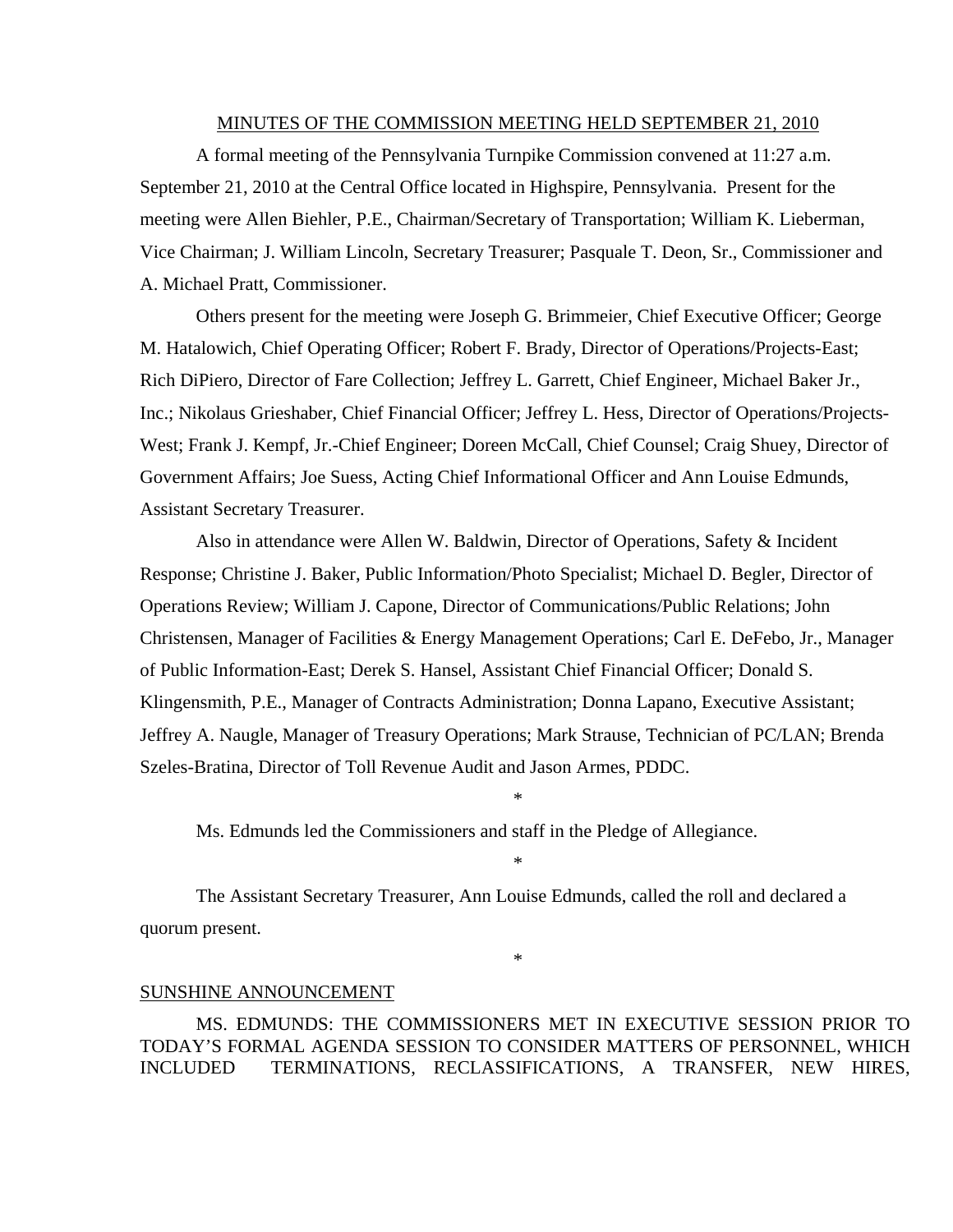MINUTES OF THE COMMISSION MEETING HELD SEPTEMBER 21, 2010

A formal meeting of the Pennsylvania Turnpike Commission convened at 11:27 a.m. September 21, 2010 at the Central Office located in Highspire, Pennsylvania. Present for the meeting were Allen Biehler, P.E., Chairman/Secretary of Transportation; William K. Lieberman, Vice Chairman; J. William Lincoln, Secretary Treasurer; Pasquale T. Deon, Sr., Commissioner and A. Michael Pratt, Commissioner.

Others present for the meeting were Joseph G. Brimmeier, Chief Executive Officer; George M. Hatalowich, Chief Operating Officer; Robert F. Brady, Director of Operations/Projects-East; Rich DiPiero, Director of Fare Collection; Jeffrey L. Garrett, Chief Engineer, Michael Baker Jr., Inc.; Nikolaus Grieshaber, Chief Financial Officer; Jeffrey L. Hess, Director of Operations/Projects-West; Frank J. Kempf, Jr.-Chief Engineer; Doreen McCall, Chief Counsel; Craig Shuey, Director of Government Affairs; Joe Suess, Acting Chief Informational Officer and Ann Louise Edmunds, Assistant Secretary Treasurer.

Also in attendance were Allen W. Baldwin, Director of Operations, Safety & Incident Response; Christine J. Baker, Public Information/Photo Specialist; Michael D. Begler, Director of Operations Review; William J. Capone, Director of Communications/Public Relations; John Christensen, Manager of Facilities & Energy Management Operations; Carl E. DeFebo, Jr., Manager of Public Information-East; Derek S. Hansel, Assistant Chief Financial Officer; Donald S. Klingensmith, P.E., Manager of Contracts Administration; Donna Lapano, Executive Assistant; Jeffrey A. Naugle, Manager of Treasury Operations; Mark Strause, Technician of PC/LAN; Brenda Szeles-Bratina, Director of Toll Revenue Audit and Jason Armes, PDDC.

*

Ms. Edmunds led the Commissioners and staff in the Pledge of Allegiance.

*

The Assistant Secretary Treasurer, Ann Louise Edmunds, called the roll and declared a quorum present.

*

SUNSHINE ANNOUNCEMENT

MS. EDMUNDS: THE COMMISSIONERS MET IN EXECUTIVE SESSION PRIOR TO TODAY'S FORMAL AGENDA SESSION TO CONSIDER MATTERS OF PERSONNEL, WHICH INCLUDED TERMINATIONS, RECLASSIFICATIONS, A TRANSFER, NEW HIRES,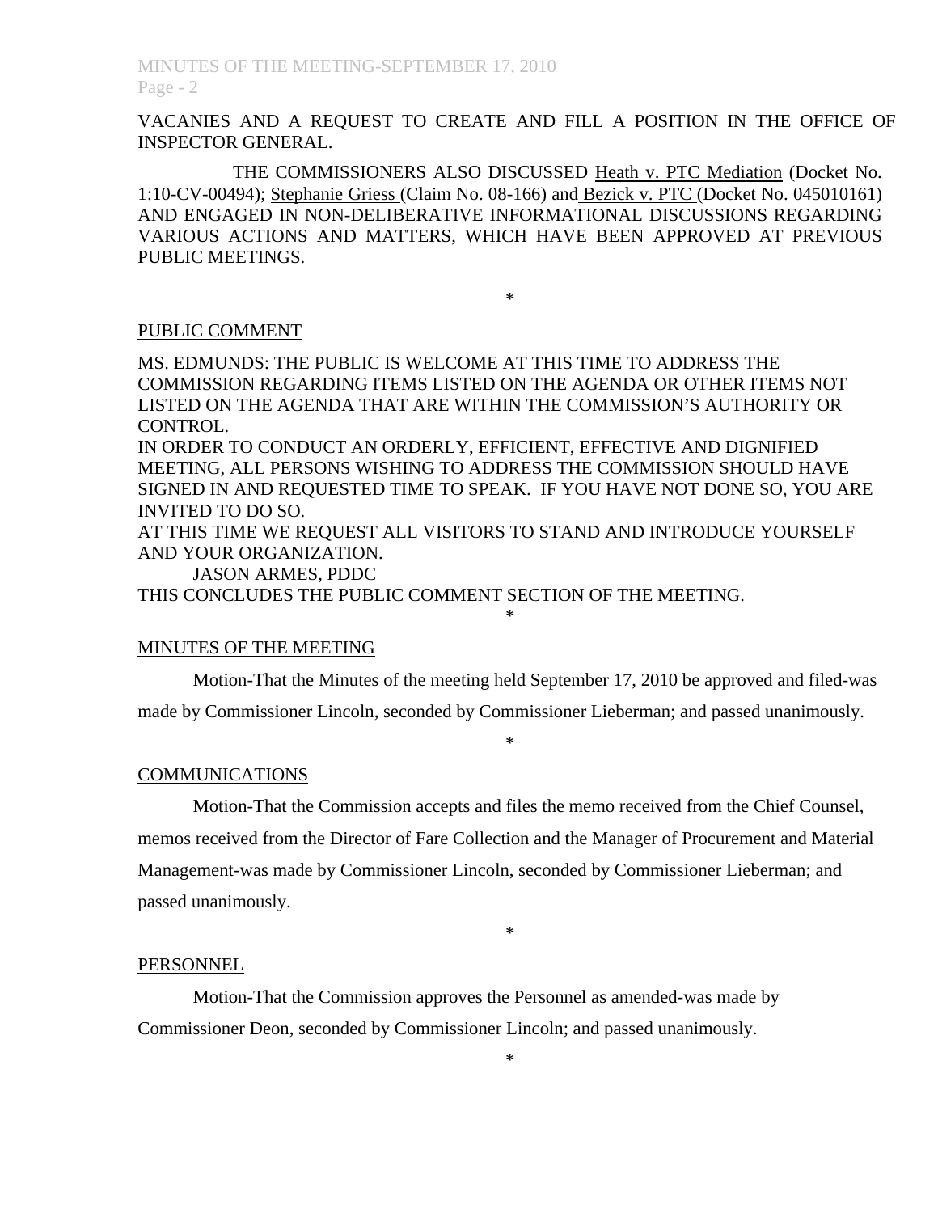VACANIES AND A REQUEST TO CREATE AND FILL A POSITION IN THE OFFICE OF INSPECTOR GENERAL.

THE COMMISSIONERS ALSO DISCUSSED Heath v. PTC Mediation (Docket No. 1:10-CV-00494); Stephanie Griess (Claim No. 08-166) and Bezick v. PTC (Docket No. 045010161) AND ENGAGED IN NON-DELIBERATIVE INFORMATIONAL DISCUSSIONS REGARDING VARIOUS ACTIONS AND MATTERS, WHICH HAVE BEEN APPROVED AT PREVIOUS PUBLIC MEETINGS.

*

PUBLIC COMMENT

MS. EDMUNDS: THE PUBLIC IS WELCOME AT THIS TIME TO ADDRESS THE COMMISSION REGARDING ITEMS LISTED ON THE AGENDA OR OTHER ITEMS NOT LISTED ON THE AGENDA THAT ARE WITHIN THE COMMISSION'S AUTHORITY OR CONTROL.

IN ORDER TO CONDUCT AN ORDERLY, EFFICIENT, EFFECTIVE AND DIGNIFIED MEETING, ALL PERSONS WISHING TO ADDRESS THE COMMISSION SHOULD HAVE SIGNED IN AND REQUESTED TIME TO SPEAK. IF YOU HAVE NOT DONE SO, YOU ARE INVITED TO DO SO.

AT THIS TIME WE REQUEST ALL VISITORS TO STAND AND INTRODUCE YOURSELF AND YOUR ORGANIZATION.

JASON ARMES, PDDC

THIS CONCLUDES THE PUBLIC COMMENT SECTION OF THE MEETING.

*

MINUTES OF THE MEETING

Motion-That the Minutes of the meeting held September 17, 2010 be approved and filed-was made by Commissioner Lincoln, seconded by Commissioner Lieberman; and passed unanimously.

*

COMMUNICATIONS

Motion-That the Commission accepts and files the memo received from the Chief Counsel, memos received from the Director of Fare Collection and the Manager of Procurement and Material Management-was made by Commissioner Lincoln, seconded by Commissioner Lieberman; and passed unanimously.

*

PERSONNEL

Motion-That the Commission approves the Personnel as amended-was made by Commissioner Deon, seconded by Commissioner Lincoln; and passed unanimously.

*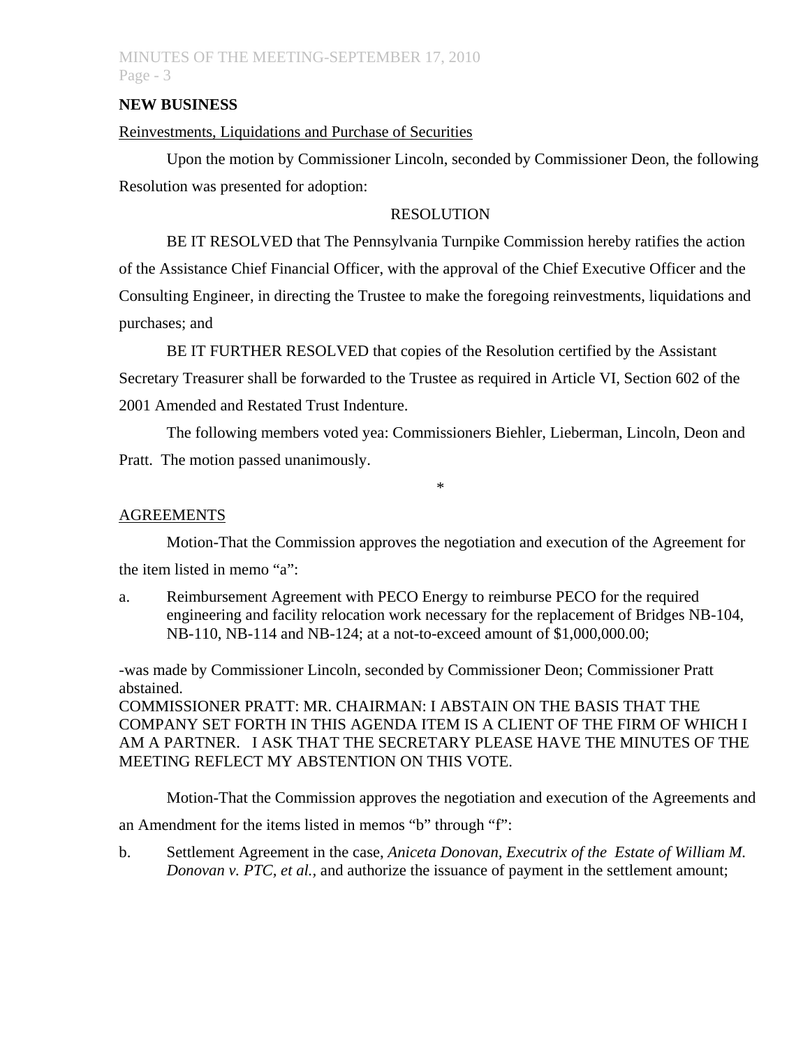**NEW BUSINESS**

Reinvestments, Liquidations and Purchase of Securities

Upon the motion by Commissioner Lincoln, seconded by Commissioner Deon, the following Resolution was presented for adoption:

RESOLUTION

BE IT RESOLVED that The Pennsylvania Turnpike Commission hereby ratifies the action of the Assistance Chief Financial Officer, with the approval of the Chief Executive Officer and the Consulting Engineer, in directing the Trustee to make the foregoing reinvestments, liquidations and purchases; and

BE IT FURTHER RESOLVED that copies of the Resolution certified by the Assistant Secretary Treasurer shall be forwarded to the Trustee as required in Article VI, Section 602 of the 2001 Amended and Restated Trust Indenture.

The following members voted yea: Commissioners Biehler, Lieberman, Lincoln, Deon and Pratt. The motion passed unanimously.

*

AGREEMENTS

Motion-That the Commission approves the negotiation and execution of the Agreement for the item listed in memo "a":

a. Reimbursement Agreement with PECO Energy to reimburse PECO for the required engineering and facility relocation work necessary for the replacement of Bridges NB-104, NB-110, NB-114 and NB-124; at a not-to-exceed amount of $1,000,000.00;

-was made by Commissioner Lincoln, seconded by Commissioner Deon; Commissioner Pratt abstained.

COMMISSIONER PRATT: MR. CHAIRMAN: I ABSTAIN ON THE BASIS THAT THE COMPANY SET FORTH IN THIS AGENDA ITEM IS A CLIENT OF THE FIRM OF WHICH I AM A PARTNER. I ASK THAT THE SECRETARY PLEASE HAVE THE MINUTES OF THE MEETING REFLECT MY ABSTENTION ON THIS VOTE.

Motion-That the Commission approves the negotiation and execution of the Agreements and an Amendment for the items listed in memos "b" through "f":

b. Settlement Agreement in the case, *Aniceta Donovan, Executrix of the Estate of William M. Donovan v. PTC, et al.*, and authorize the issuance of payment in the settlement amount;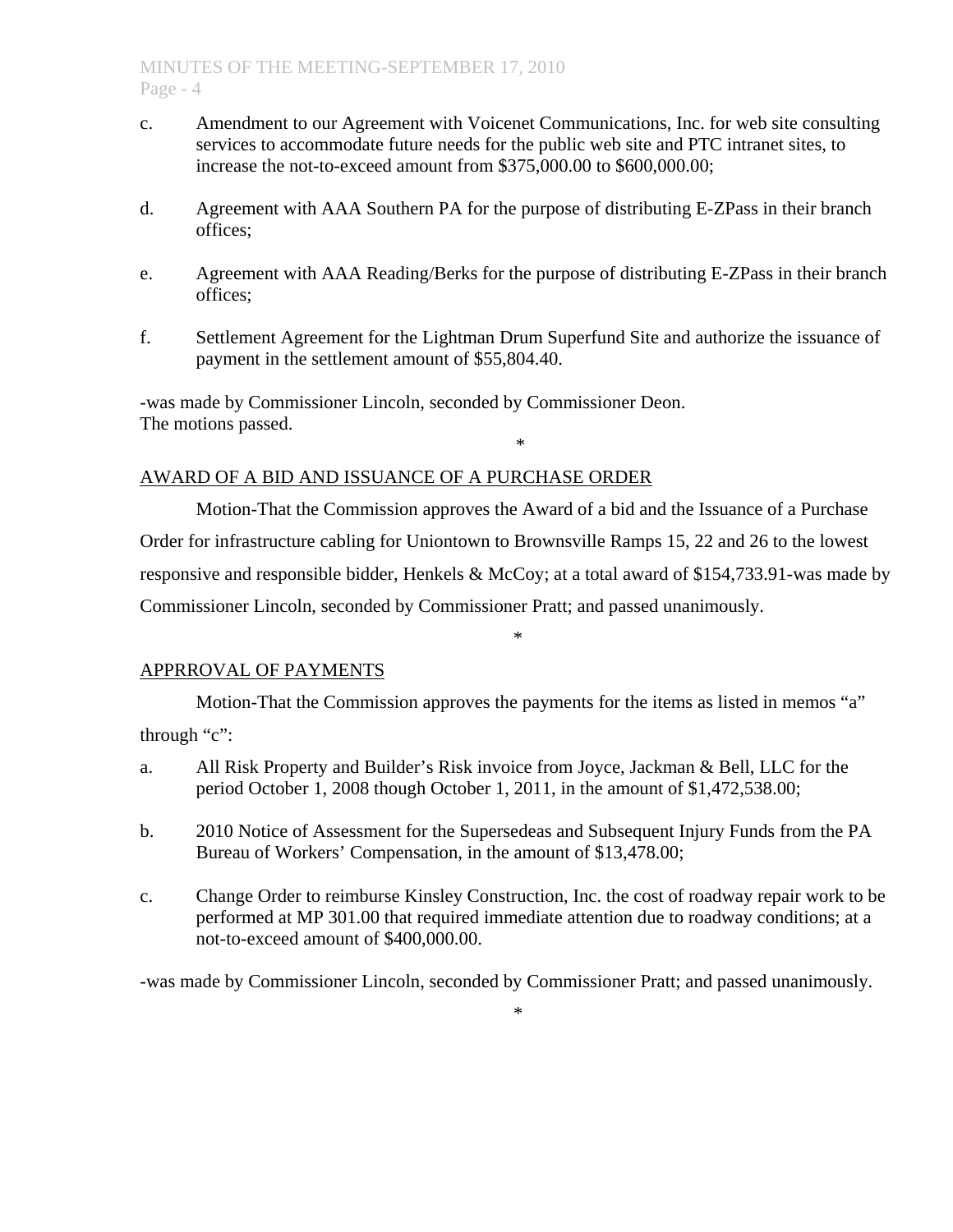c. Amendment to our Agreement with Voicenet Communications, Inc. for web site consulting services to accommodate future needs for the public web site and PTC intranet sites, to increase the not-to-exceed amount from $375,000.00 to $600,000.00;

d. Agreement with AAA Southern PA for the purpose of distributing E-ZPass in their branch offices;

e. Agreement with AAA Reading/Berks for the purpose of distributing E-ZPass in their branch offices;

f. Settlement Agreement for the Lightman Drum Superfund Site and authorize the issuance of payment in the settlement amount of $55,804.40.

-was made by Commissioner Lincoln, seconded by Commissioner Deon.
The motions passed.

*

AWARD OF A BID AND ISSUANCE OF A PURCHASE ORDER

Motion-That the Commission approves the Award of a bid and the Issuance of a Purchase Order for infrastructure cabling for Uniontown to Brownsville Ramps 15, 22 and 26 to the lowest responsive and responsible bidder, Henkels & McCoy; at a total award of $154,733.91-was made by Commissioner Lincoln, seconded by Commissioner Pratt; and passed unanimously.

*

APPRROVAL OF PAYMENTS

Motion-That the Commission approves the payments for the items as listed in memos "a" through "c":

a. All Risk Property and Builder's Risk invoice from Joyce, Jackman & Bell, LLC for the period October 1, 2008 though October 1, 2011, in the amount of $1,472,538.00;

b. 2010 Notice of Assessment for the Supersedeas and Subsequent Injury Funds from the PA Bureau of Workers' Compensation, in the amount of $13,478.00;

c. Change Order to reimburse Kinsley Construction, Inc. the cost of roadway repair work to be performed at MP 301.00 that required immediate attention due to roadway conditions; at a not-to-exceed amount of $400,000.00.

-was made by Commissioner Lincoln, seconded by Commissioner Pratt; and passed unanimously.

*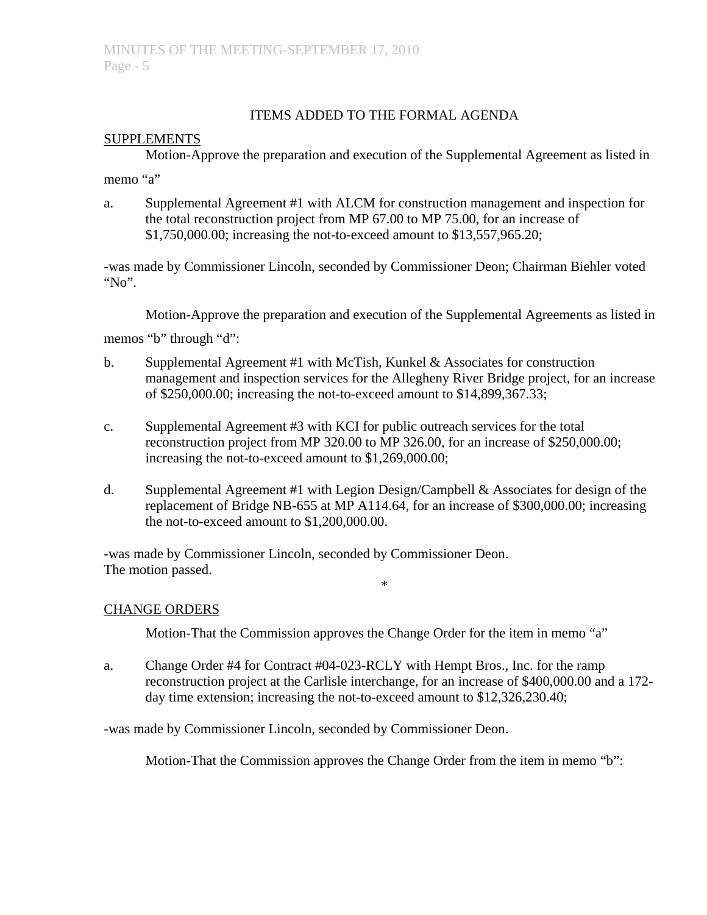## ITEMS ADDED TO THE FORMAL AGENDA

SUPPLEMENTS

Motion-Approve the preparation and execution of the Supplemental Agreement as listed in memo "a"

a. Supplemental Agreement #1 with ALCM for construction management and inspection for the total reconstruction project from MP 67.00 to MP 75.00, for an increase of $1,750,000.00; increasing the not-to-exceed amount to $13,557,965.20;

-was made by Commissioner Lincoln, seconded by Commissioner Deon; Chairman Biehler voted "No".

Motion-Approve the preparation and execution of the Supplemental Agreements as listed in memos "b" through "d":

b. Supplemental Agreement #1 with McTish, Kunkel & Associates for construction management and inspection services for the Allegheny River Bridge project, for an increase of $250,000.00; increasing the not-to-exceed amount to $14,899,367.33;

c. Supplemental Agreement #3 with KCI for public outreach services for the total reconstruction project from MP 320.00 to MP 326.00, for an increase of $250,000.00; increasing the not-to-exceed amount to $1,269,000.00;

d. Supplemental Agreement #1 with Legion Design/Campbell & Associates for design of the replacement of Bridge NB-655 at MP A114.64, for an increase of $300,000.00; increasing the not-to-exceed amount to $1,200,000.00.

-was made by Commissioner Lincoln, seconded by Commissioner Deon.
The motion passed.

*

CHANGE ORDERS

Motion-That the Commission approves the Change Order for the item in memo "a"

a. Change Order #4 for Contract #04-023-RCLY with Hempt Bros., Inc. for the ramp reconstruction project at the Carlisle interchange, for an increase of $400,000.00 and a 172-day time extension; increasing the not-to-exceed amount to $12,326,230.40;

-was made by Commissioner Lincoln, seconded by Commissioner Deon.

Motion-That the Commission approves the Change Order from the item in memo "b":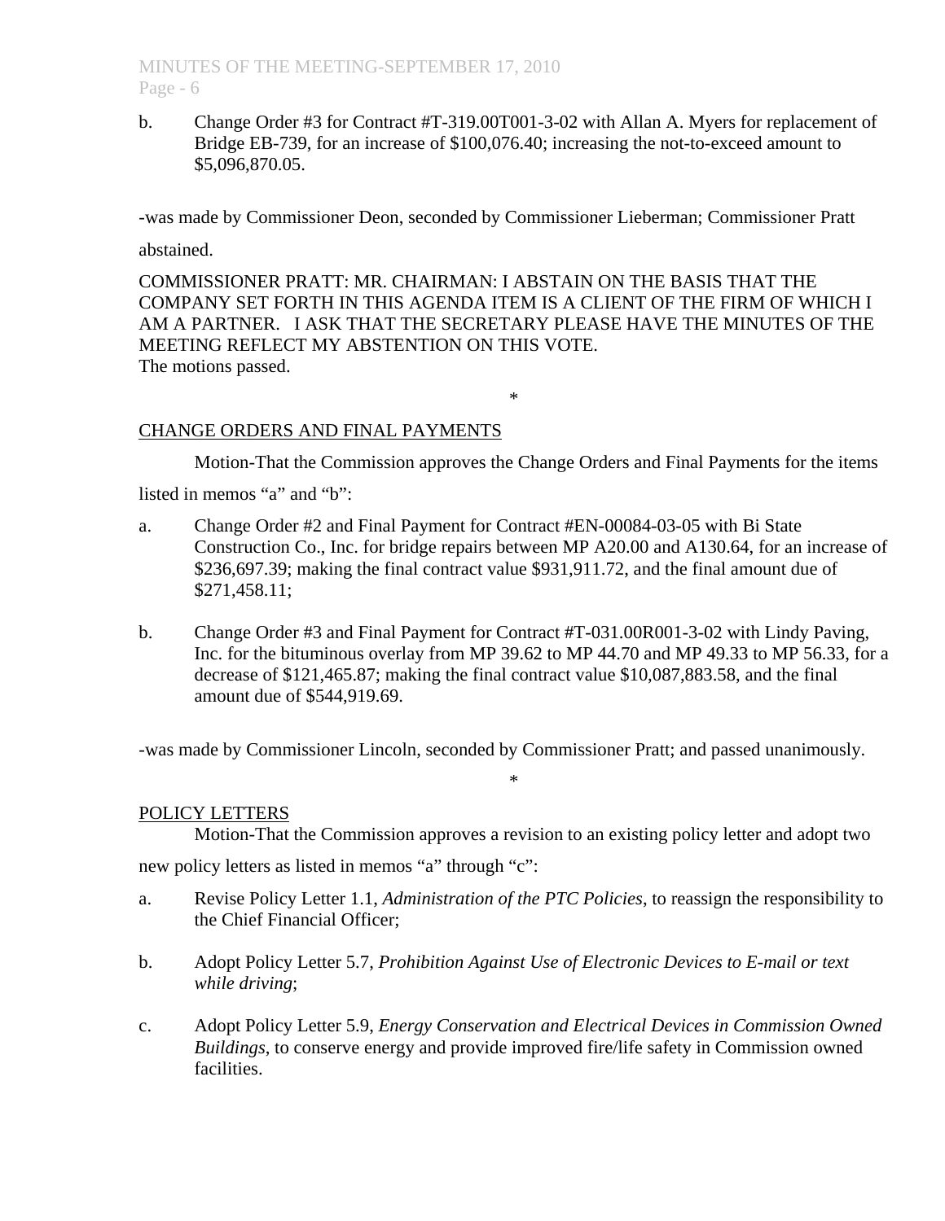b. Change Order #3 for Contract #T-319.00T001-3-02 with Allan A. Myers for replacement of Bridge EB-739, for an increase of $100,076.40; increasing the not-to-exceed amount to $5,096,870.05.

-was made by Commissioner Deon, seconded by Commissioner Lieberman; Commissioner Pratt abstained.

COMMISSIONER PRATT: MR. CHAIRMAN: I ABSTAIN ON THE BASIS THAT THE COMPANY SET FORTH IN THIS AGENDA ITEM IS A CLIENT OF THE FIRM OF WHICH I AM A PARTNER. I ASK THAT THE SECRETARY PLEASE HAVE THE MINUTES OF THE MEETING REFLECT MY ABSTENTION ON THIS VOTE.
The motions passed.

\*

CHANGE ORDERS AND FINAL PAYMENTS

Motion-That the Commission approves the Change Orders and Final Payments for the items listed in memos "a" and "b":

a. Change Order #2 and Final Payment for Contract #EN-00084-03-05 with Bi State Construction Co., Inc. for bridge repairs between MP A20.00 and A130.64, for an increase of $236,697.39; making the final contract value $931,911.72, and the final amount due of $271,458.11;

b. Change Order #3 and Final Payment for Contract #T-031.00R001-3-02 with Lindy Paving, Inc. for the bituminous overlay from MP 39.62 to MP 44.70 and MP 49.33 to MP 56.33, for a decrease of $121,465.87; making the final contract value $10,087,883.58, and the final amount due of $544,919.69.

-was made by Commissioner Lincoln, seconded by Commissioner Pratt; and passed unanimously.

\*

POLICY LETTERS

Motion-That the Commission approves a revision to an existing policy letter and adopt two new policy letters as listed in memos "a" through "c":

a. Revise Policy Letter 1.1, *Administration of the PTC Policies*, to reassign the responsibility to the Chief Financial Officer;

b. Adopt Policy Letter 5.7, *Prohibition Against Use of Electronic Devices to E-mail or text while driving*;

c. Adopt Policy Letter 5.9, *Energy Conservation and Electrical Devices in Commission Owned Buildings*, to conserve energy and provide improved fire/life safety in Commission owned facilities.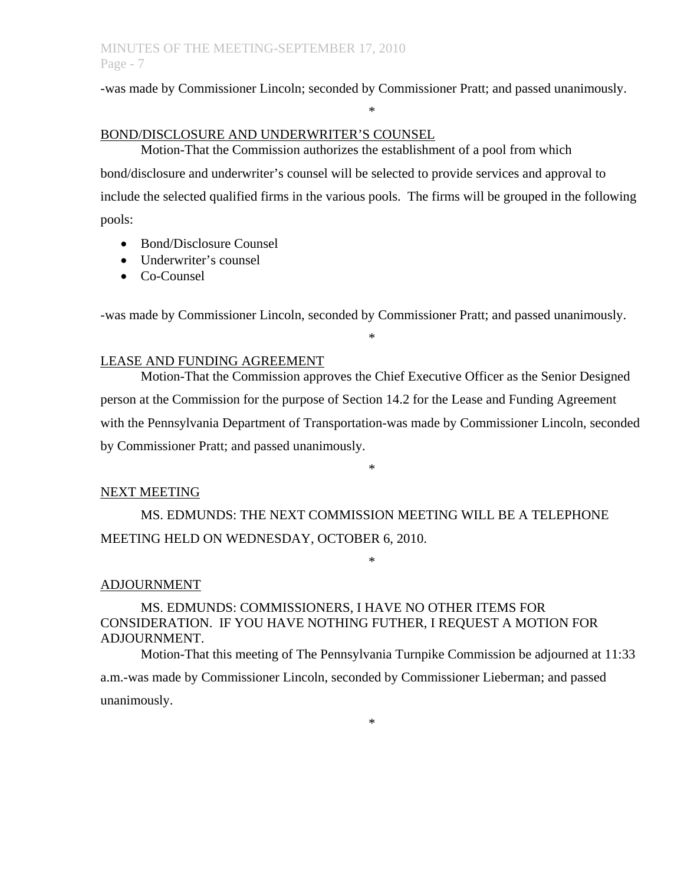-was made by Commissioner Lincoln; seconded by Commissioner Pratt; and passed unanimously.

\*

BOND/DISCLOSURE AND UNDERWRITER'S COUNSEL

Motion-That the Commission authorizes the establishment of a pool from which bond/disclosure and underwriter's counsel will be selected to provide services and approval to include the selected qualified firms in the various pools. The firms will be grouped in the following pools:

- Bond/Disclosure Counsel
- Underwriter's counsel
- Co-Counsel

-was made by Commissioner Lincoln, seconded by Commissioner Pratt; and passed unanimously.

\*

LEASE AND FUNDING AGREEMENT

Motion-That the Commission approves the Chief Executive Officer as the Senior Designed person at the Commission for the purpose of Section 14.2 for the Lease and Funding Agreement with the Pennsylvania Department of Transportation-was made by Commissioner Lincoln, seconded by Commissioner Pratt; and passed unanimously.

\*

NEXT MEETING

MS. EDMUNDS: THE NEXT COMMISSION MEETING WILL BE A TELEPHONE MEETING HELD ON WEDNESDAY, OCTOBER 6, 2010.

\*

ADJOURNMENT

MS. EDMUNDS: COMMISSIONERS, I HAVE NO OTHER ITEMS FOR CONSIDERATION. IF YOU HAVE NOTHING FUTHER, I REQUEST A MOTION FOR ADJOURNMENT.

Motion-That this meeting of The Pennsylvania Turnpike Commission be adjourned at 11:33 a.m.-was made by Commissioner Lincoln, seconded by Commissioner Lieberman; and passed unanimously.

\*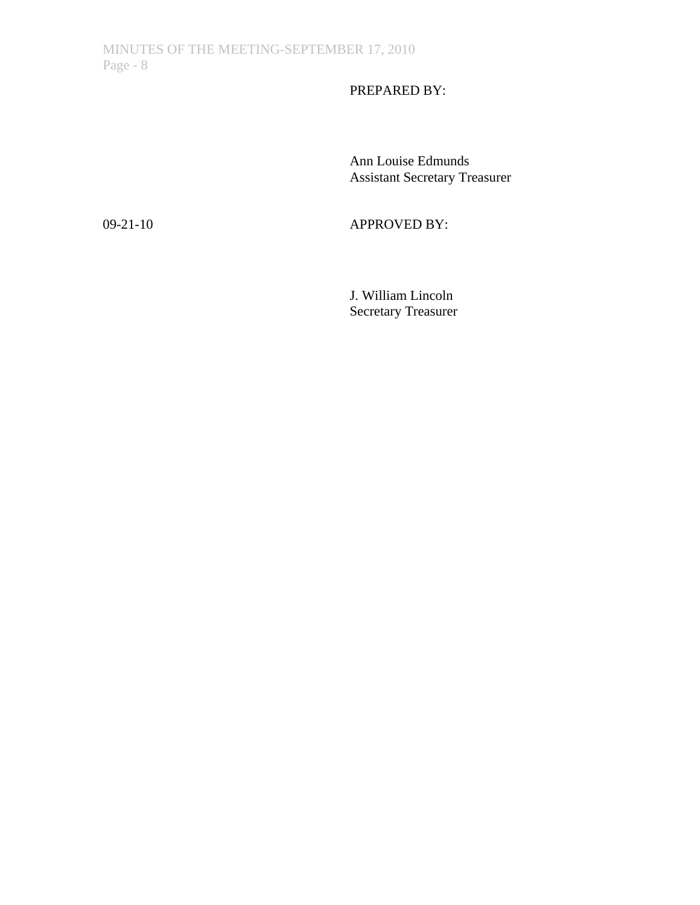PREPARED BY:

Ann Louise Edmunds
Assistant Secretary Treasurer

09-21-10

APPROVED BY:

J. William Lincoln
Secretary Treasurer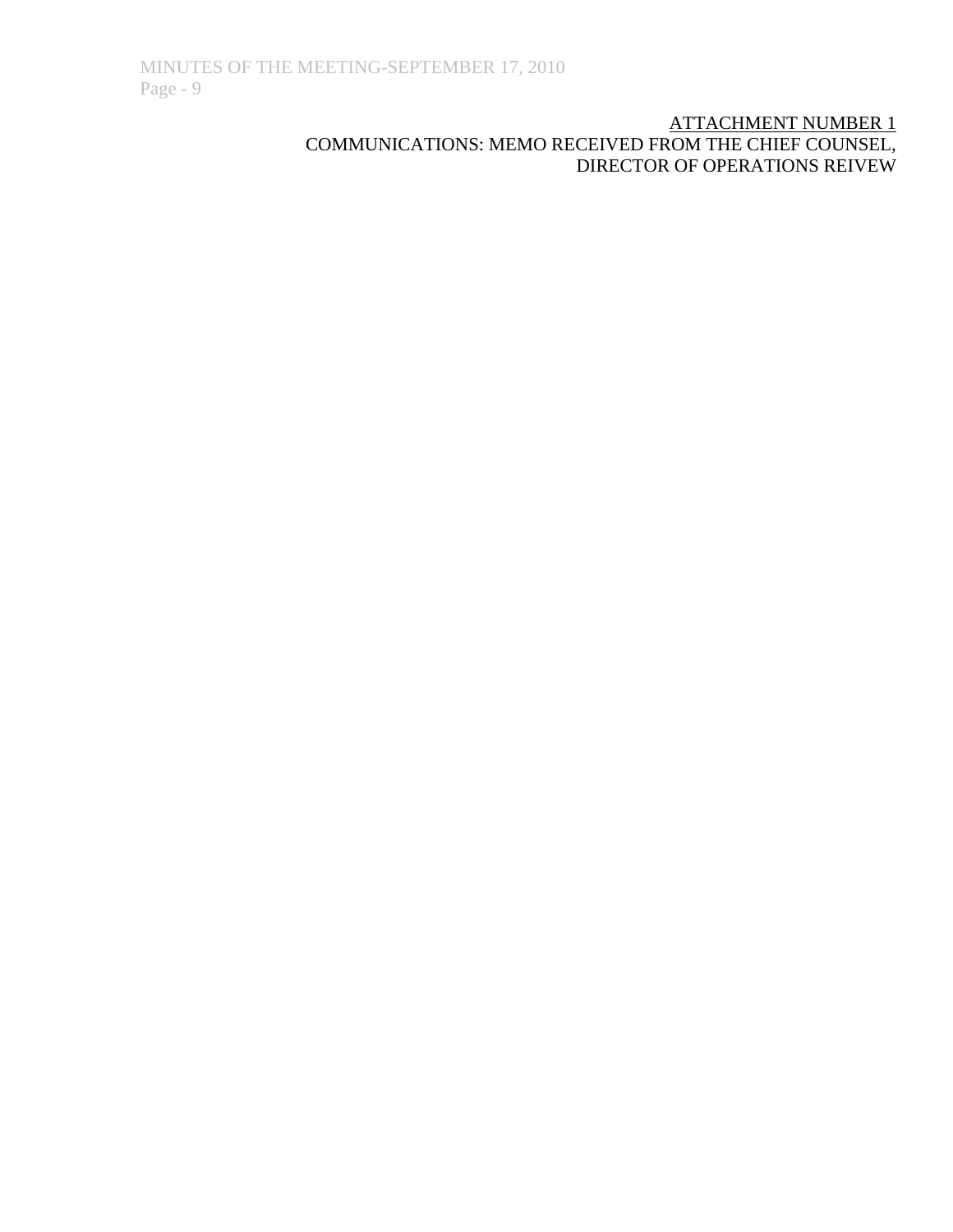ATTACHMENT NUMBER 1

COMMUNICATIONS: MEMO RECEIVED FROM THE CHIEF COUNSEL, DIRECTOR OF OPERATIONS REIVEW